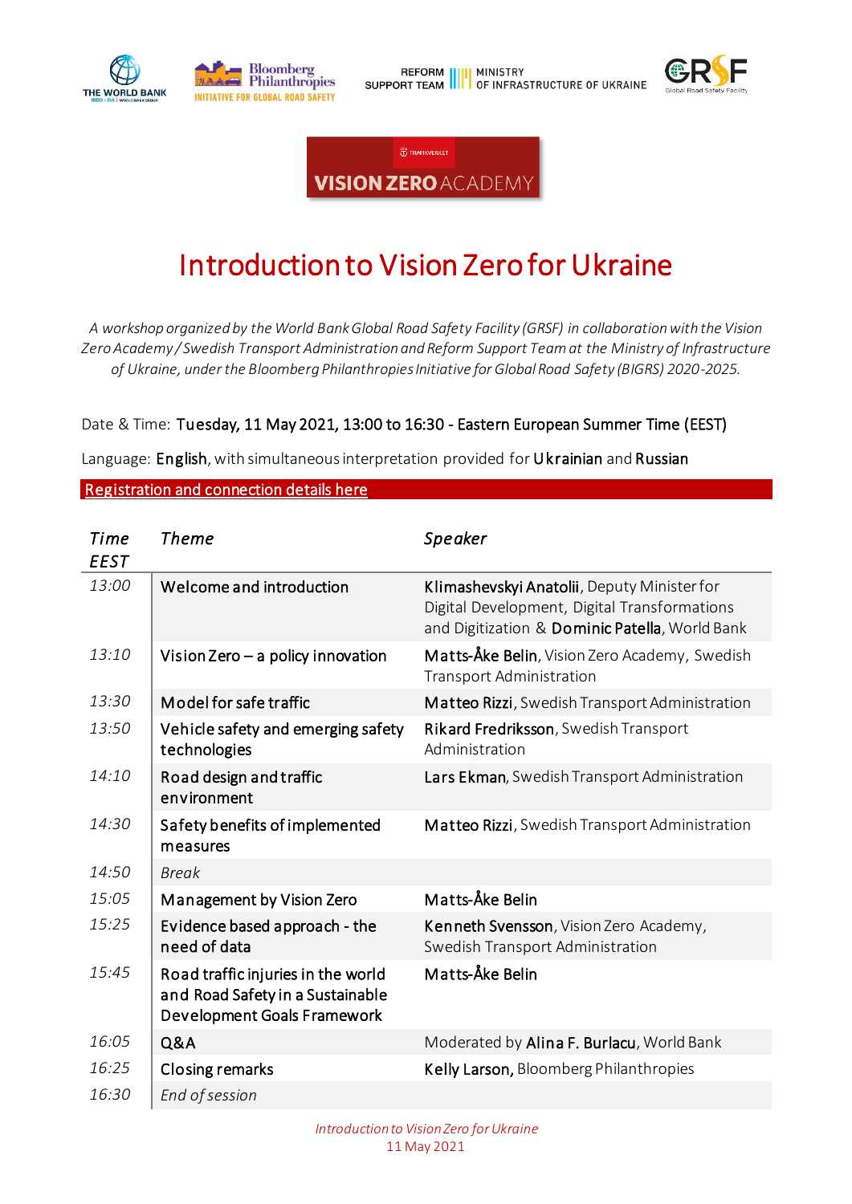THE WORLD BANK | Bloomberg Philanthropies INITIATIVE FOR GLOBAL ROAD SAFETY | REFORM SUPPORT TEAM | MINISTRY OF INFRASTRUCTURE OF UKRAINE | GRSF Global Road Safety Facility

TRAFIKVERKET

**VISION ZERO** ACADEMY

# Introduction to Vision Zero for Ukraine

*A workshop organized by the World Bank Global Road Safety Facility (GRSF) in collaboration with the Vision Zero Academy / Swedish Transport Administration and Reform Support Team at the Ministry of Infrastructure of Ukraine, under the Bloomberg Philanthropies Initiative for Global Road Safety (BIGRS) 2020-2025.*

Date & Time: **Tuesday, 11 May 2021, 13:00 to 16:30 - Eastern European Summer Time (EEST)**

Language: **English**, with simultaneous interpretation provided for **Ukrainian** and **Russian**

**Registration and connection details here**

| *Time EEST* | *Theme* | *Speaker* |
|---|---|---|
| *13:00* | Welcome and introduction | **Klimashevskyi Anatolii**, Deputy Minister for Digital Development, Digital Transformations and Digitization & **Dominic Patella**, World Bank |
| *13:10* | Vision Zero – a policy innovation | **Matts-Åke Belin**, Vision Zero Academy, Swedish Transport Administration |
| *13:30* | Model for safe traffic | **Matteo Rizzi**, Swedish Transport Administration |
| *13:50* | Vehicle safety and emerging safety technologies | **Rikard Fredriksson**, Swedish Transport Administration |
| *14:10* | Road design and traffic environment | **Lars Ekman**, Swedish Transport Administration |
| *14:30* | Safety benefits of implemented measures | **Matteo Rizzi**, Swedish Transport Administration |
| *14:50* | *Break* | |
| *15:05* | Management by Vision Zero | **Matts-Åke Belin** |
| *15:25* | Evidence based approach - the need of data | **Kenneth Svensson**, Vision Zero Academy, Swedish Transport Administration |
| *15:45* | Road traffic injuries in the world and Road Safety in a Sustainable Development Goals Framework | **Matts-Åke Belin** |
| *16:05* | Q&A | Moderated by **Alina F. Burlacu**, World Bank |
| *16:25* | Closing remarks | **Kelly Larson,** Bloomberg Philanthropies |
| *16:30* | *End of session* | |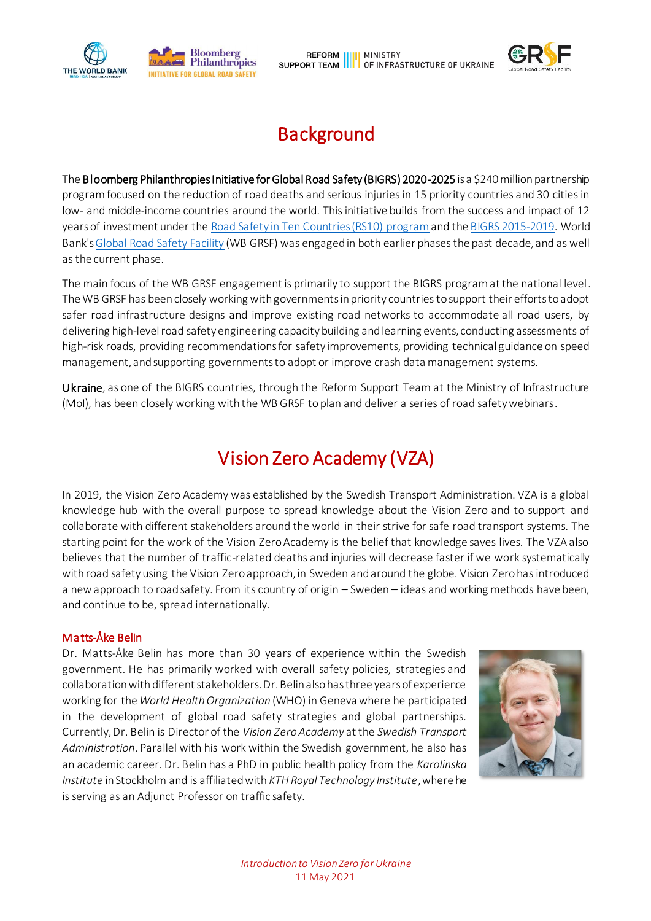# Background

The **Bloomberg Philanthropies Initiative for Global Road Safety (BIGRS) 2020-2025** is a $240 million partnership program focused on the reduction of road deaths and serious injuries in 15 priority countries and 30 cities in low- and middle-income countries around the world. This initiative builds from the success and impact of 12 years of investment under the [Road Safety in Ten Countries (RS10) program]() and the [BIGRS 2015-2019](). World Bank's [Global Road Safety Facility]() (WB GRSF) was engaged in both earlier phases the past decade, and as well as the current phase.

The main focus of the WB GRSF engagement is primarily to support the BIGRS program at the national level. The WB GRSF has been closely working with governments in priority countries to support their efforts to adopt safer road infrastructure designs and improve existing road networks to accommodate all road users, by delivering high-level road safety engineering capacity building and learning events, conducting assessments of high-risk roads, providing recommendations for safety improvements, providing technical guidance on speed management, and supporting governments to adopt or improve crash data management systems.

**Ukraine**, as one of the BIGRS countries, through the Reform Support Team at the Ministry of Infrastructure (MoI), has been closely working with the WB GRSF to plan and deliver a series of road safety webinars.

# Vision Zero Academy (VZA)

In 2019, the Vision Zero Academy was established by the Swedish Transport Administration. VZA is a global knowledge hub with the overall purpose to spread knowledge about the Vision Zero and to support and collaborate with different stakeholders around the world in their strive for safe road transport systems. The starting point for the work of the Vision Zero Academy is the belief that knowledge saves lives. The VZA also believes that the number of traffic-related deaths and injuries will decrease faster if we work systematically with road safety using the Vision Zero approach, in Sweden and around the globe. Vision Zero has introduced a new approach to road safety. From its country of origin – Sweden – ideas and working methods have been, and continue to be, spread internationally.

### Matts-Åke Belin

Dr. Matts-Åke Belin has more than 30 years of experience within the Swedish government. He has primarily worked with overall safety policies, strategies and collaboration with different stakeholders. Dr. Belin also has three years of experience working for the *World Health Organization* (WHO) in Geneva where he participated in the development of global road safety strategies and global partnerships. Currently, Dr. Belin is Director of the *Vision Zero Academy* at the *Swedish Transport Administration*. Parallel with his work within the Swedish government, he also has an academic career. Dr. Belin has a PhD in public health policy from the *Karolinska Institute* in Stockholm and is affiliated with *KTH Royal Technology Institute*, where he is serving as an Adjunct Professor on traffic safety.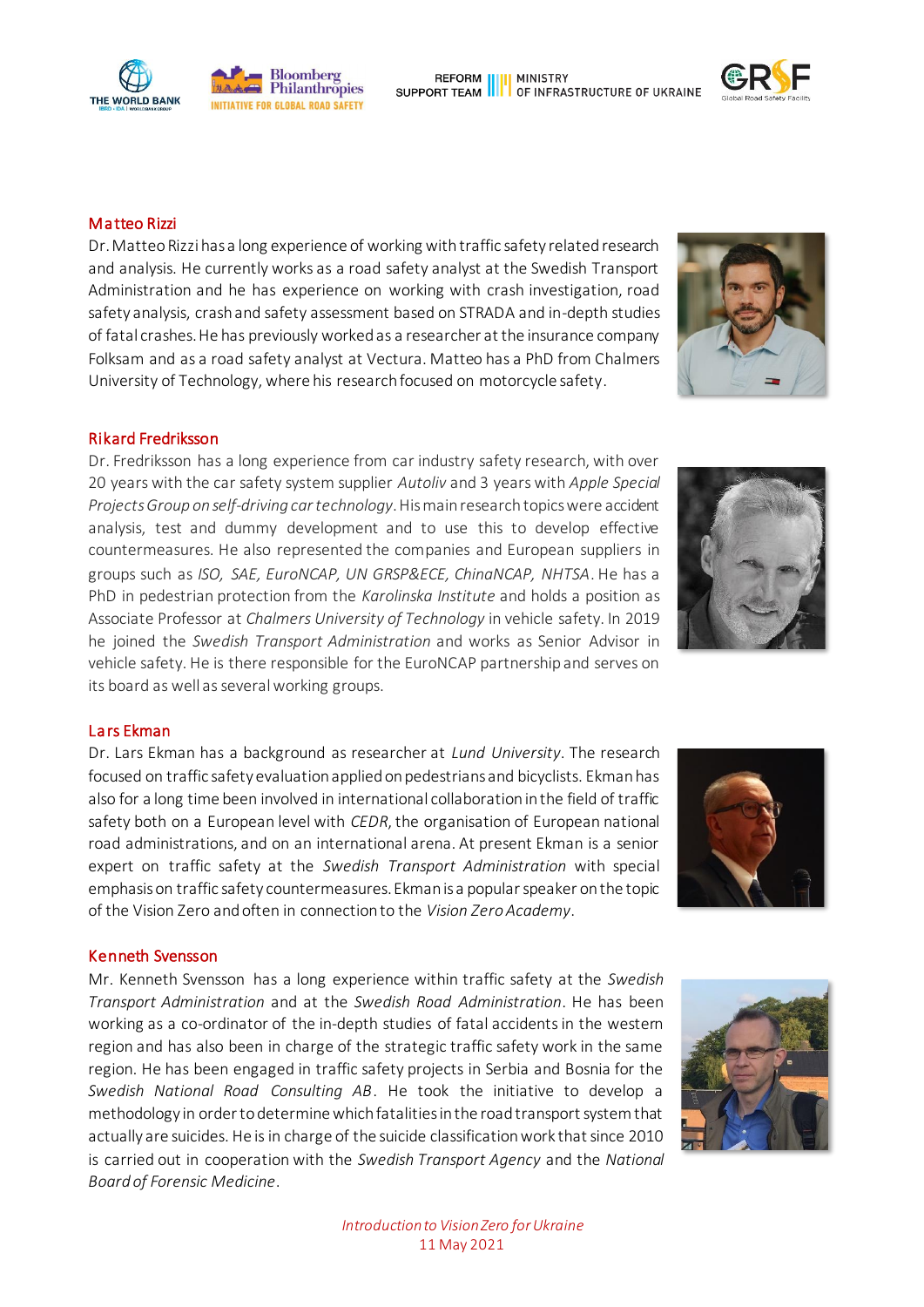### Matteo Rizzi

Dr. Matteo Rizzi has a long experience of working with traffic safety related research and analysis. He currently works as a road safety analyst at the Swedish Transport Administration and he has experience on working with crash investigation, road safety analysis, crash and safety assessment based on STRADA and in-depth studies of fatal crashes. He has previously worked as a researcher at the insurance company Folksam and as a road safety analyst at Vectura. Matteo has a PhD from Chalmers University of Technology, where his research focused on motorcycle safety.

### Rikard Fredriksson

Dr. Fredriksson has a long experience from car industry safety research, with over 20 years with the car safety system supplier *Autoliv* and 3 years with *Apple Special Projects Group on self-driving car technology*. His main research topics were accident analysis, test and dummy development and to use this to develop effective countermeasures. He also represented the companies and European suppliers in groups such as *ISO, SAE, EuroNCAP, UN GRSP&ECE, ChinaNCAP, NHTSA*. He has a PhD in pedestrian protection from the *Karolinska Institute* and holds a position as Associate Professor at *Chalmers University of Technology* in vehicle safety. In 2019 he joined the *Swedish Transport Administration* and works as Senior Advisor in vehicle safety. He is there responsible for the EuroNCAP partnership and serves on its board as well as several working groups.

### Lars Ekman

Dr. Lars Ekman has a background as researcher at *Lund University*. The research focused on traffic safety evaluation applied on pedestrians and bicyclists. Ekman has also for a long time been involved in international collaboration in the field of traffic safety both on a European level with *CEDR*, the organisation of European national road administrations, and on an international arena. At present Ekman is a senior expert on traffic safety at the *Swedish Transport Administration* with special emphasis on traffic safety countermeasures. Ekman is a popular speaker on the topic of the Vision Zero and often in connection to the *Vision Zero Academy*.

### Kenneth Svensson

Mr. Kenneth Svensson has a long experience within traffic safety at the *Swedish Transport Administration* and at the *Swedish Road Administration*. He has been working as a co-ordinator of the in-depth studies of fatal accidents in the western region and has also been in charge of the strategic traffic safety work in the same region. He has been engaged in traffic safety projects in Serbia and Bosnia for the *Swedish National Road Consulting AB*. He took the initiative to develop a methodology in order to determine which fatalities in the road transport system that actually are suicides. He is in charge of the suicide classification work that since 2010 is carried out in cooperation with the *Swedish Transport Agency* and the *National Board of Forensic Medicine*.